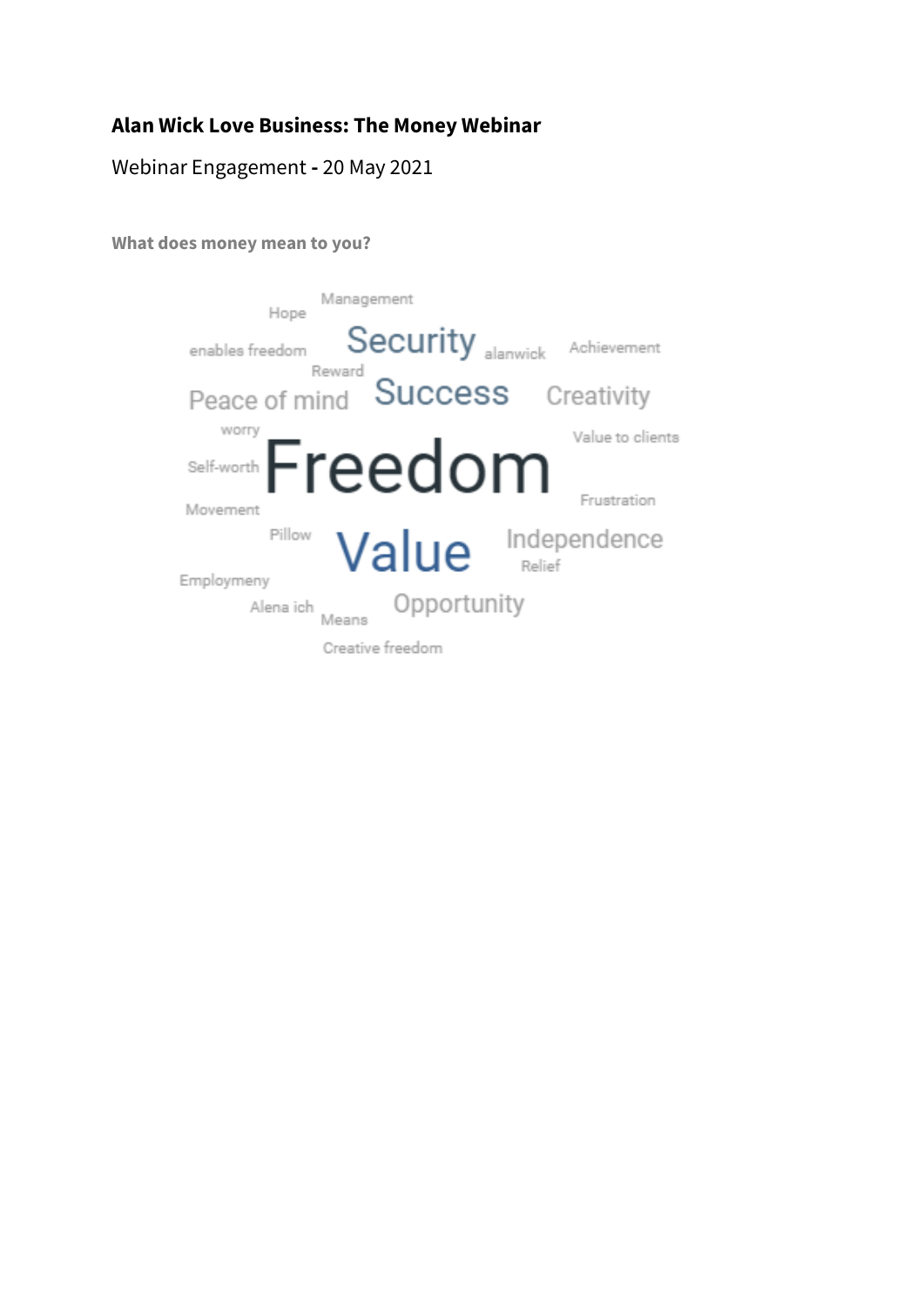**Alan Wick Love Business: The Money Webinar**

Webinar Engagement - 20 May 2021

**What does money mean to you?**

Management
Hope
enables freedom
Security
alanwick
Achievement
Reward
Peace of mind
Success
Creativity
worry
Value to clients
Self-worth
Freedom
Frustration
Movement
Pillow
Value
Independence
Relief
Employmeny
Alena ich
Means
Opportunity
Creative freedom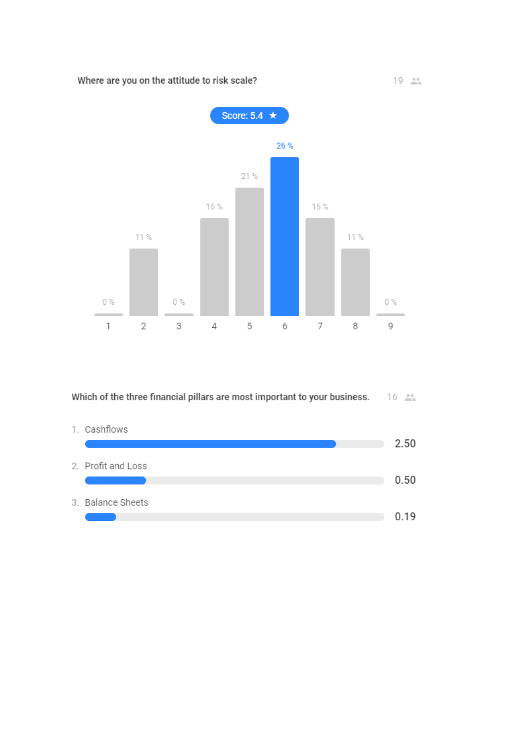Where are you on the attitude to risk scale?

19 respondents

Score: 5.4 ★

| Scale | Percentage |
|---|---|
| 1 | 0 % |
| 2 | 11 % |
| 3 | 0 % |
| 4 | 16 % |
| 5 | 21 % |
| 6 | 26 % |
| 7 | 16 % |
| 8 | 11 % |
| 9 | 0 % |

Which of the three financial pillars are most important to your business.

16 respondents

| Rank | Pillar | Score |
|---|---|---|
| 1. | Cashflows | 2.50 |
| 2. | Profit and Loss | 0.50 |
| 3. | Balance Sheets | 0.19 |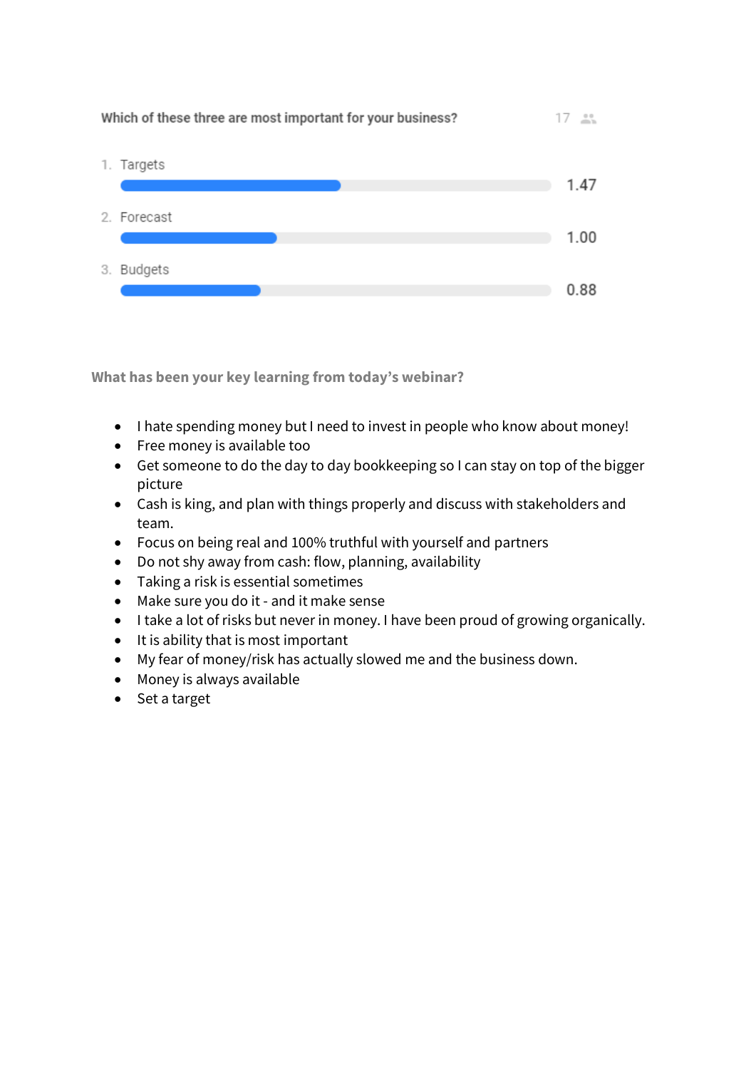Which of these three are most important for your business? 17

1. Targets 1.47
2. Forecast 1.00
3. Budgets 0.88

**What has been your key learning from today's webinar?**

- I hate spending money but I need to invest in people who know about money!
- Free money is available too
- Get someone to do the day to day bookkeeping so I can stay on top of the bigger picture
- Cash is king, and plan with things properly and discuss with stakeholders and team.
- Focus on being real and 100% truthful with yourself and partners
- Do not shy away from cash: flow, planning, availability
- Taking a risk is essential sometimes
- Make sure you do it - and it make sense
- I take a lot of risks but never in money. I have been proud of growing organically.
- It is ability that is most important
- My fear of money/risk has actually slowed me and the business down.
- Money is always available
- Set a target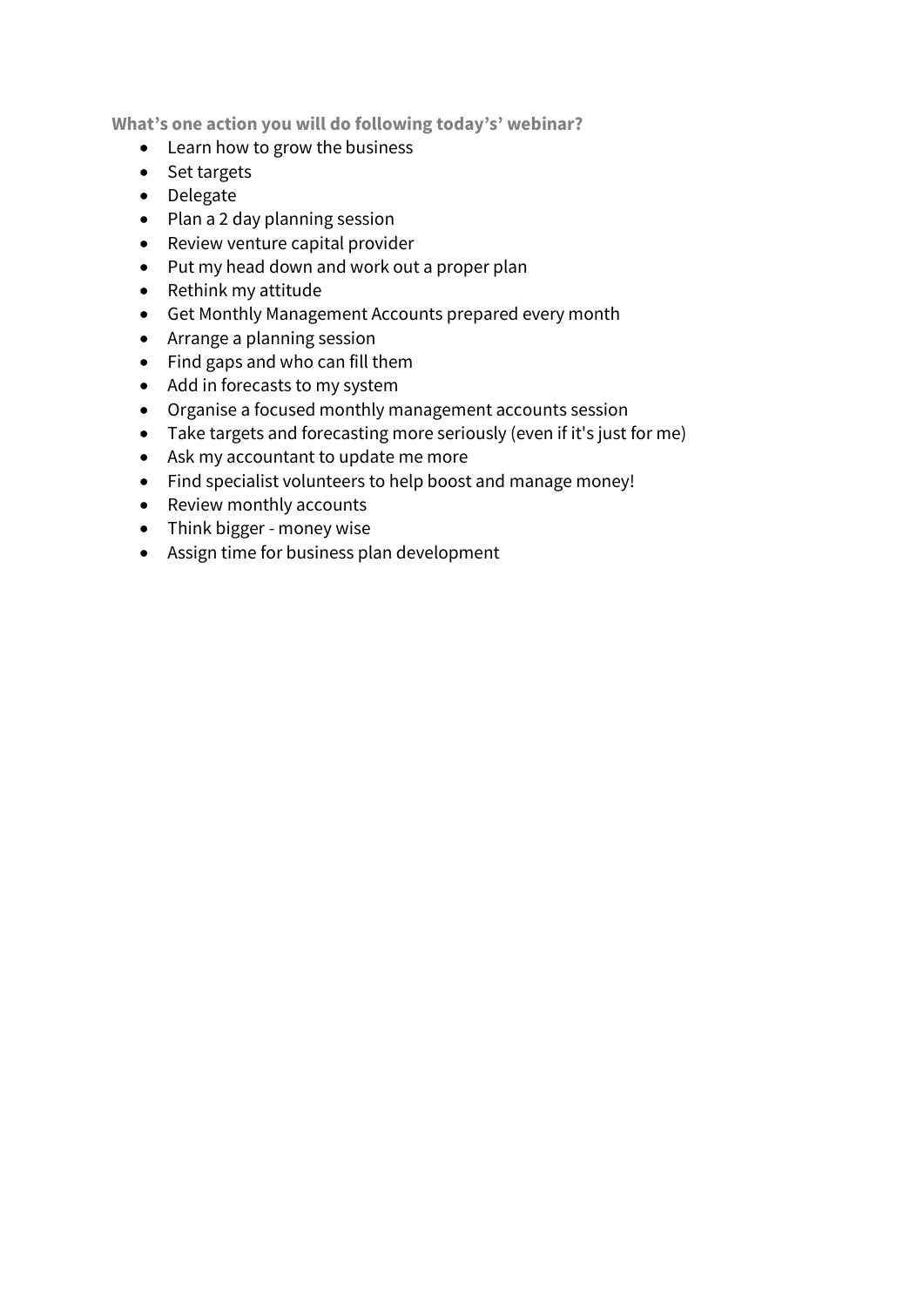**What's one action you will do following today's' webinar?**

- Learn how to grow the business
- Set targets
- Delegate
- Plan a 2 day planning session
- Review venture capital provider
- Put my head down and work out a proper plan
- Rethink my attitude
- Get Monthly Management Accounts prepared every month
- Arrange a planning session
- Find gaps and who can fill them
- Add in forecasts to my system
- Organise a focused monthly management accounts session
- Take targets and forecasting more seriously (even if it's just for me)
- Ask my accountant to update me more
- Find specialist volunteers to help boost and manage money!
- Review monthly accounts
- Think bigger - money wise
- Assign time for business plan development